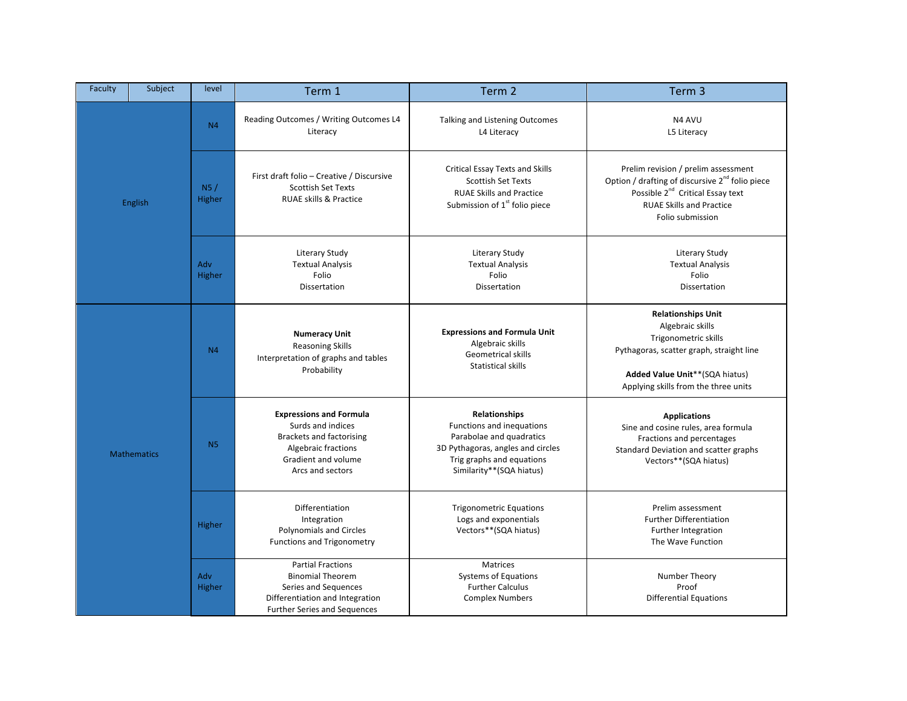| Faculty | Subject | level | Term 1 | Term 2 | Term 3 |
|---|---|---|---|---|---|
| English | | N4 | Reading Outcomes / Writing Outcomes L4 Literacy | Talking and Listening Outcomes<br>L4 Literacy | N4 AVU<br>L5 Literacy |
| | | N5 / Higher | First draft folio – Creative / Discursive<br>Scottish Set Texts<br>RUAE skills & Practice | Critical Essay Texts and Skills<br>Scottish Set Texts<br>RUAE Skills and Practice<br>Submission of 1st folio piece | Prelim revision / prelim assessment<br>Option / drafting of discursive 2nd folio piece<br>Possible 2nd Critical Essay text<br>RUAE Skills and Practice<br>Folio submission |
| | | Adv Higher | Literary Study<br>Textual Analysis<br>Folio<br>Dissertation | Literary Study<br>Textual Analysis<br>Folio<br>Dissertation | Literary Study<br>Textual Analysis<br>Folio<br>Dissertation |
| Mathematics | | N4 | **Numeracy Unit**<br>Reasoning Skills<br>Interpretation of graphs and tables<br>Probability | **Expressions and Formula Unit**<br>Algebraic skills<br>Geometrical skills<br>Statistical skills | **Relationships Unit**<br>Algebraic skills<br>Trigonometric skills<br>Pythagoras, scatter graph, straight line<br><br>**Added Value Unit****(SQA hiatus)<br>Applying skills from the three units |
| | | N5 | **Expressions and Formula**<br>Surds and indices<br>Brackets and factorising<br>Algebraic fractions<br>Gradient and volume<br>Arcs and sectors | **Relationships**<br>Functions and inequations<br>Parabolae and quadratics<br>3D Pythagoras, angles and circles<br>Trig graphs and equations<br>Similarity**(SQA hiatus) | **Applications**<br>Sine and cosine rules, area formula<br>Fractions and percentages<br>Standard Deviation and scatter graphs<br>Vectors**(SQA hiatus) |
| | | Higher | Differentiation<br>Integration<br>Polynomials and Circles<br>Functions and Trigonometry | Trigonometric Equations<br>Logs and exponentials<br>Vectors**(SQA hiatus) | Prelim assessment<br>Further Differentiation<br>Further Integration<br>The Wave Function |
| | | Adv Higher | Partial Fractions<br>Binomial Theorem<br>Series and Sequences<br>Differentiation and Integration<br>Further Series and Sequences | Matrices<br>Systems of Equations<br>Further Calculus<br>Complex Numbers | Number Theory<br>Proof<br>Differential Equations |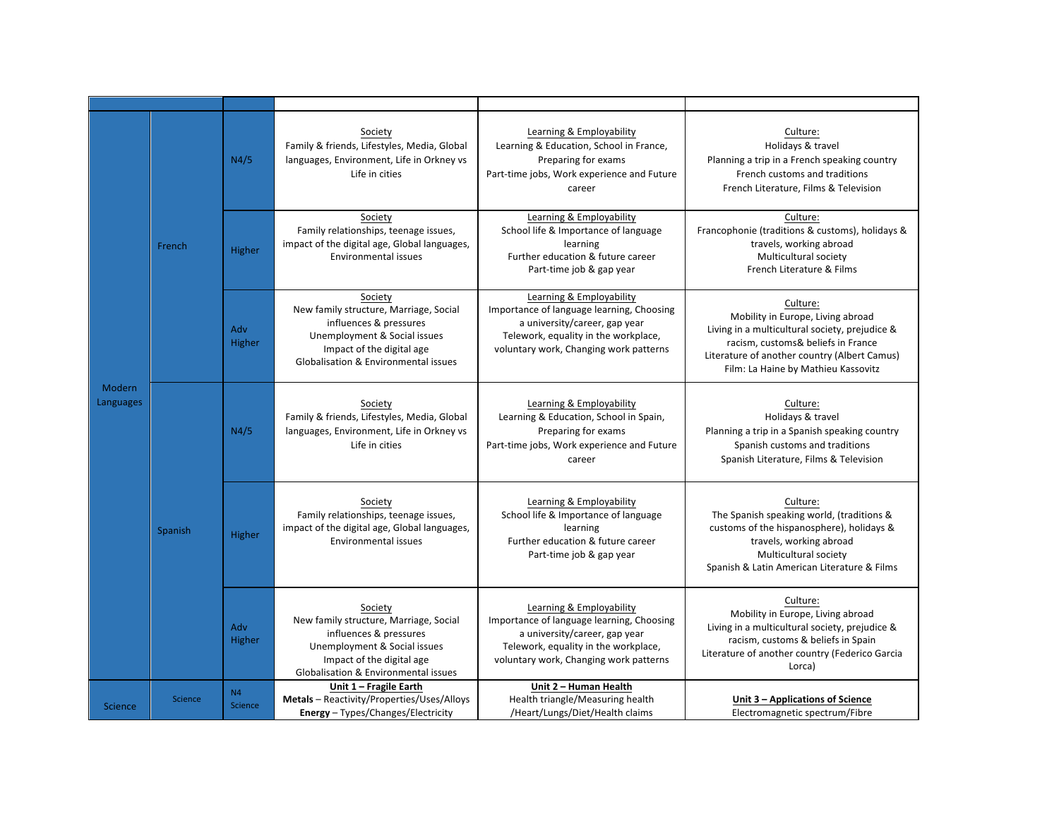| | | | | | |
|---|---|---|---|---|---|
| Modern Languages | French | N4/5 | Society<br>Family & friends, Lifestyles, Media, Global languages, Environment, Life in Orkney vs Life in cities | Learning & Employability<br>Learning & Education, School in France, Preparing for exams<br>Part-time jobs, Work experience and Future career | Culture:<br>Holidays & travel<br>Planning a trip in a French speaking country<br>French customs and traditions<br>French Literature, Films & Television |
| | | Higher | Society<br>Family relationships, teenage issues, impact of the digital age, Global languages, Environmental issues | Learning & Employability<br>School life & Importance of language learning<br>Further education & future career<br>Part-time job & gap year | Culture:<br>Francophonie (traditions & customs), holidays & travels, working abroad<br>Multicultural society<br>French Literature & Films |
| | | Adv Higher | Society<br>New family structure, Marriage, Social influences & pressures<br>Unemployment & Social issues<br>Impact of the digital age<br>Globalisation & Environmental issues | Learning & Employability<br>Importance of language learning, Choosing a university/career, gap year<br>Telework, equality in the workplace, voluntary work, Changing work patterns | Culture:<br>Mobility in Europe, Living abroad<br>Living in a multicultural society, prejudice & racism, customs& beliefs in France<br>Literature of another country (Albert Camus)<br>Film: La Haine by Mathieu Kassovitz |
| | Spanish | N4/5 | Society<br>Family & friends, Lifestyles, Media, Global languages, Environment, Life in Orkney vs Life in cities | Learning & Employability<br>Learning & Education, School in Spain, Preparing for exams<br>Part-time jobs, Work experience and Future career | Culture:<br>Holidays & travel<br>Planning a trip in a Spanish speaking country<br>Spanish customs and traditions<br>Spanish Literature, Films & Television |
| | | Higher | Society<br>Family relationships, teenage issues, impact of the digital age, Global languages, Environmental issues | Learning & Employability<br>School life & Importance of language learning<br>Further education & future career<br>Part-time job & gap year | Culture:<br>The Spanish speaking world, (traditions & customs of the hispanosphere), holidays & travels, working abroad<br>Multicultural society<br>Spanish & Latin American Literature & Films |
| | | Adv Higher | Society<br>New family structure, Marriage, Social influences & pressures<br>Unemployment & Social issues<br>Impact of the digital age<br>Globalisation & Environmental issues | Learning & Employability<br>Importance of language learning, Choosing a university/career, gap year<br>Telework, equality in the workplace, voluntary work, Changing work patterns | Culture:<br>Mobility in Europe, Living abroad<br>Living in a multicultural society, prejudice & racism, customs & beliefs in Spain<br>Literature of another country (Federico Garcia Lorca) |
| Science | Science | N4 Science | **Unit 1 – Fragile Earth**<br>**Metals** – Reactivity/Properties/Uses/Alloys<br>**Energy** – Types/Changes/Electricity | **Unit 2 – Human Health**<br>Health triangle/Measuring health /Heart/Lungs/Diet/Health claims | **Unit 3 – Applications of Science**<br>Electromagnetic spectrum/Fibre |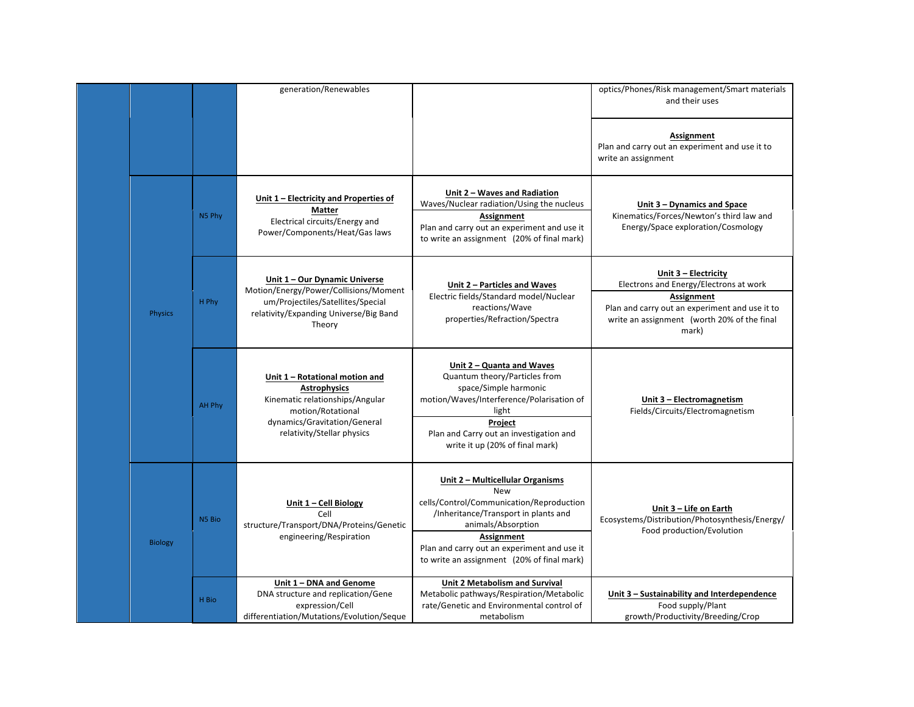| | | | | | |
|---|---|---|---|---|---|
| | | | generation/Renewables | | optics/Phones/Risk management/Smart materials and their uses<br><br>**Assignment**<br>Plan and carry out an experiment and use it to write an assignment |
| | Physics | N5 Phy | **Unit 1 – Electricity and Properties of Matter**<br>Electrical circuits/Energy and Power/Components/Heat/Gas laws | **Unit 2 – Waves and Radiation**<br>Waves/Nuclear radiation/Using the nucleus<br><br>**Assignment**<br>Plan and carry out an experiment and use it to write an assignment (20% of final mark) | **Unit 3 – Dynamics and Space**<br>Kinematics/Forces/Newton's third law and Energy/Space exploration/Cosmology |
| | | H Phy | **Unit 1 – Our Dynamic Universe**<br>Motion/Energy/Power/Collisions/Momentum/Projectiles/Satellites/Special relativity/Expanding Universe/Big Band Theory | **Unit 2 – Particles and Waves**<br>Electric fields/Standard model/Nuclear reactions/Wave properties/Refraction/Spectra | **Unit 3 – Electricity**<br>Electrons and Energy/Electrons at work<br><br>**Assignment**<br>Plan and carry out an experiment and use it to write an assignment (worth 20% of the final mark) |
| | | AH Phy | **Unit 1 – Rotational motion and Astrophysics**<br>Kinematic relationships/Angular motion/Rotational dynamics/Gravitation/General relativity/Stellar physics | **Unit 2 – Quanta and Waves**<br>Quantum theory/Particles from space/Simple harmonic motion/Waves/Interference/Polarisation of light<br><br>**Project**<br>Plan and Carry out an investigation and write it up (20% of final mark) | **Unit 3 – Electromagnetism**<br>Fields/Circuits/Electromagnetism |
| | Biology | N5 Bio | **Unit 1 – Cell Biology**<br>Cell structure/Transport/DNA/Proteins/Genetic engineering/Respiration | **Unit 2 – Multicellular Organisms**<br>New cells/Control/Communication/Reproduction/Inheritance/Transport in plants and animals/Absorption<br><br>**Assignment**<br>Plan and carry out an experiment and use it to write an assignment (20% of final mark) | **Unit 3 – Life on Earth**<br>Ecosystems/Distribution/Photosynthesis/Energy/Food production/Evolution |
| | | H Bio | **Unit 1 – DNA and Genome**<br>DNA structure and replication/Gene expression/Cell differentiation/Mutations/Evolution/Seque | **Unit 2 Metabolism and Survival**<br>Metabolic pathways/Respiration/Metabolic rate/Genetic and Environmental control of metabolism | **Unit 3 – Sustainability and Interdependence**<br>Food supply/Plant growth/Productivity/Breeding/Crop |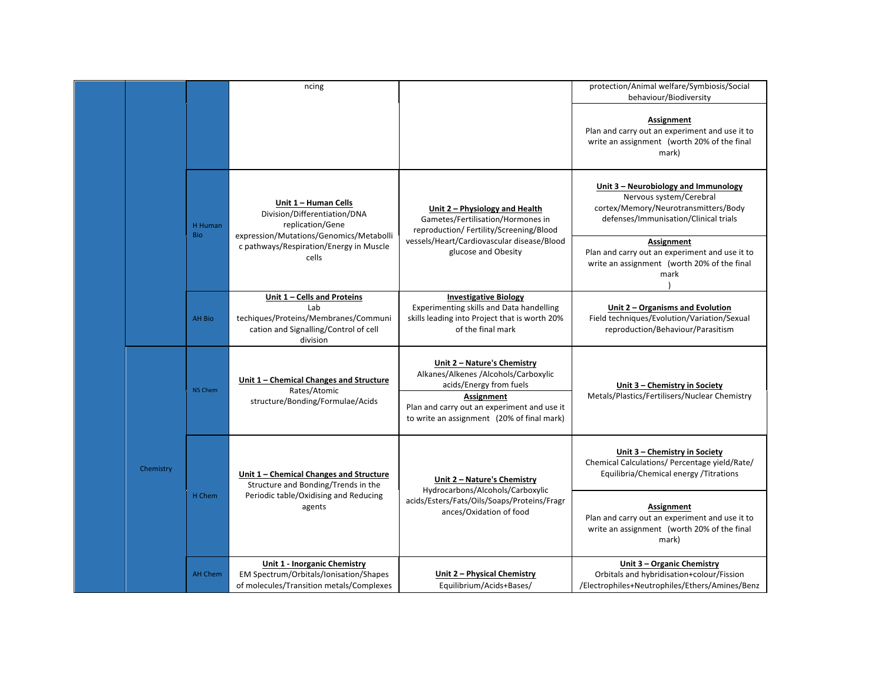| | | | | | |
|---|---|---|---|---|---|
| | | | ncing | | protection/Animal welfare/Symbiosis/Social behaviour/Biodiversity<br><br>**Assignment**<br>Plan and carry out an experiment and use it to write an assignment (worth 20% of the final mark) |
| | | H Human Bio | **Unit 1 – Human Cells**<br>Division/Differentiation/DNA replication/Gene expression/Mutations/Genomics/Metabolic pathways/Respiration/Energy in Muscle cells | **Unit 2 – Physiology and Health**<br>Gametes/Fertilisation/Hormones in reproduction/ Fertility/Screening/Blood vessels/Heart/Cardiovascular disease/Blood glucose and Obesity | **Unit 3 – Neurobiology and Immunology**<br>Nervous system/Cerebral cortex/Memory/Neurotransmitters/Body defenses/Immunisation/Clinical trials<br><br>**Assignment**<br>Plan and carry out an experiment and use it to write an assignment (worth 20% of the final mark<br>) |
| | | AH Bio | **Unit 1 – Cells and Proteins**<br>Lab techiques/Proteins/Membranes/Communication and Signalling/Control of cell division | **Investigative Biology**<br>Experimenting skills and Data handelling skills leading into Project that is worth 20% of the final mark | **Unit 2 – Organisms and Evolution**<br>Field techniques/Evolution/Variation/Sexual reproduction/Behaviour/Parasitism |
| | Chemistry | N5 Chem | **Unit 1 – Chemical Changes and Structure**<br>Rates/Atomic structure/Bonding/Formulae/Acids | **Unit 2 – Nature's Chemistry**<br>Alkanes/Alkenes /Alcohols/Carboxylic acids/Energy from fuels<br><br>**Assignment**<br>Plan and carry out an experiment and use it to write an assignment (20% of final mark) | **Unit 3 – Chemistry in Society**<br>Metals/Plastics/Fertilisers/Nuclear Chemistry |
| | | H Chem | **Unit 1 – Chemical Changes and Structure**<br>Structure and Bonding/Trends in the Periodic table/Oxidising and Reducing agents | **Unit 2 – Nature's Chemistry**<br>Hydrocarbons/Alcohols/Carboxylic acids/Esters/Fats/Oils/Soaps/Proteins/Fragrances/Oxidation of food | **Unit 3 – Chemistry in Society**<br>Chemical Calculations/ Percentage yield/Rate/ Equilibria/Chemical energy /Titrations<br><br>**Assignment**<br>Plan and carry out an experiment and use it to write an assignment (worth 20% of the final mark) |
| | | AH Chem | **Unit 1 - Inorganic Chemistry**<br>EM Spectrum/Orbitals/Ionisation/Shapes of molecules/Transition metals/Complexes | **Unit 2 – Physical Chemistry**<br>Equilibrium/Acids+Bases/ | **Unit 3 – Organic Chemistry**<br>Orbitals and hybridisation+colour/Fission /Electrophiles+Neutrophiles/Ethers/Amines/Benz |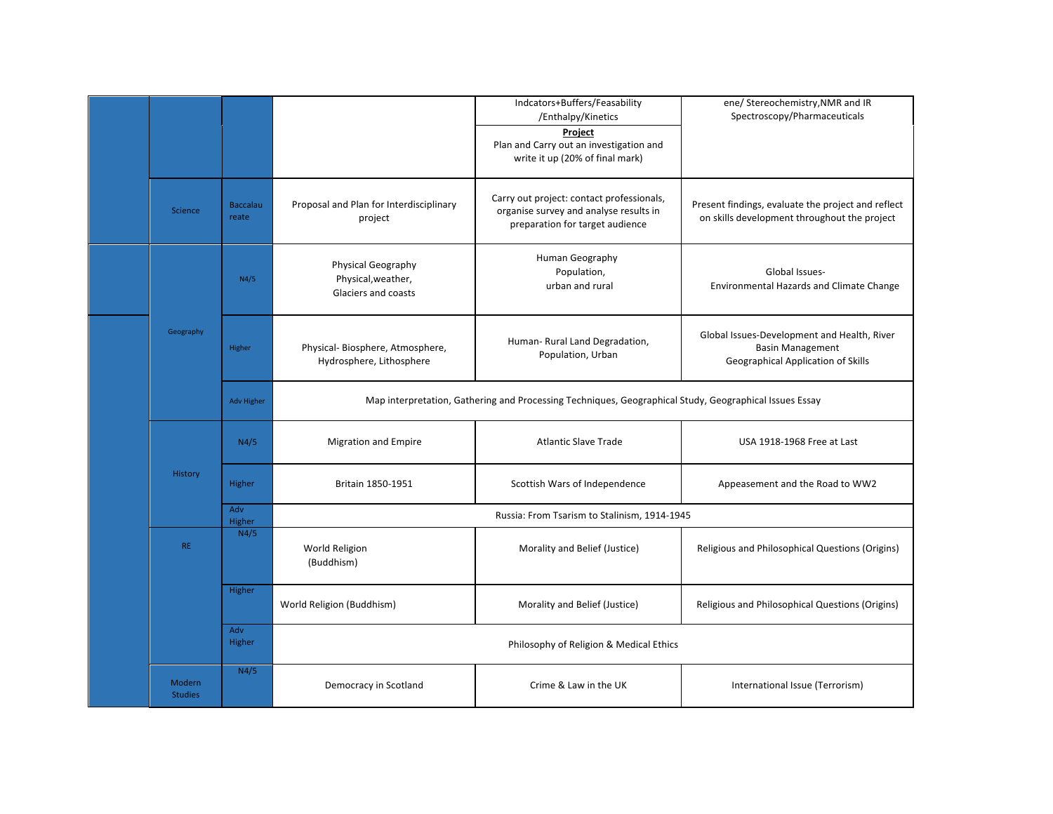| | | | | | |
|---|---|---|---|---|---|
| | | | | Indcators+Buffers/Feasability /Enthalpy/Kinetics<br>**Project**<br>Plan and Carry out an investigation and write it up (20% of final mark) | ene/ Stereochemistry,NMR and IR Spectroscopy/Pharmaceuticals |
| | Science | Baccalaureate | Proposal and Plan for Interdisciplinary project | Carry out project: contact professionals, organise survey and analyse results in preparation for target audience | Present findings, evaluate the project and reflect on skills development throughout the project |
| | Geography | N4/5 | Physical Geography<br>Physical,weather,<br>Glaciers and coasts | Human Geography<br>Population,<br>urban and rural | Global Issues-<br>Environmental Hazards and Climate Change |
| | | Higher | Physical- Biosphere, Atmosphere, Hydrosphere, Lithosphere | Human- Rural Land Degradation, Population, Urban | Global Issues-Development and Health, River Basin Management<br>Geographical Application of Skills |
| | | Adv Higher | Map interpretation, Gathering and Processing Techniques, Geographical Study, Geographical Issues Essay | | |
| | History | N4/5 | Migration and Empire | Atlantic Slave Trade | USA 1918-1968 Free at Last |
| | | Higher | Britain 1850-1951 | Scottish Wars of Independence | Appeasement and the Road to WW2 |
| | | Adv Higher | Russia: From Tsarism to Stalinism, 1914-1945 | | |
| | RE | N4/5 | World Religion<br>(Buddhism) | Morality and Belief (Justice) | Religious and Philosophical Questions (Origins) |
| | | Higher | World Religion (Buddhism) | Morality and Belief (Justice) | Religious and Philosophical Questions (Origins) |
| | | Adv Higher | Philosophy of Religion & Medical Ethics | | |
| | Modern Studies | N4/5 | Democracy in Scotland | Crime & Law in the UK | International Issue (Terrorism) |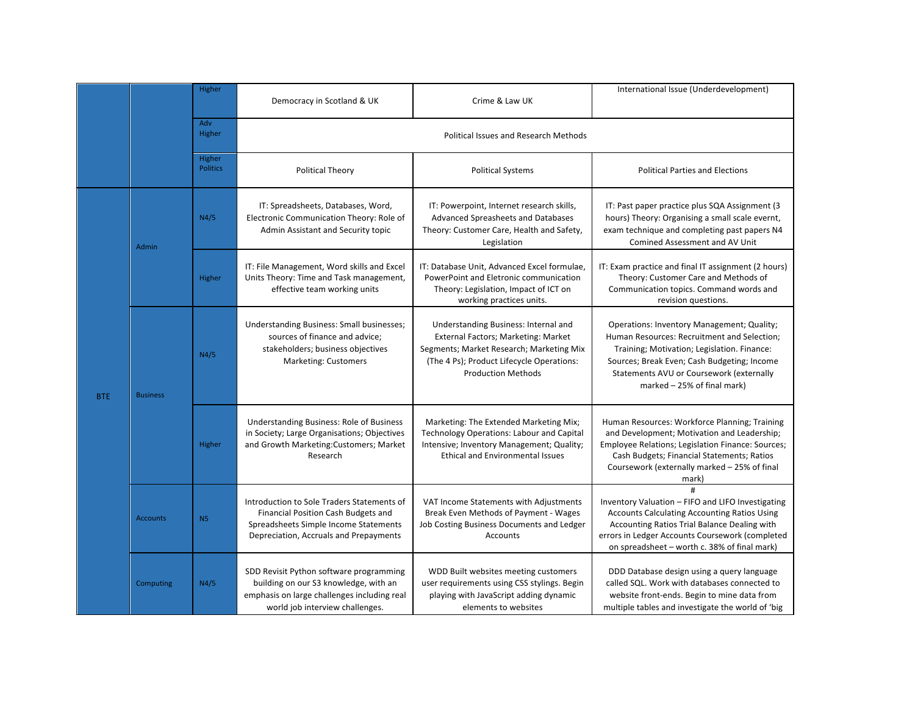| | | | | | |
|---|---|---|---|---|---|
| | | Higher | Democracy in Scotland & UK | Crime & Law UK | International Issue (Underdevelopment) |
| | | Adv Higher | Political Issues and Research Methods | | |
| | | Higher Politics | Political Theory | Political Systems | Political Parties and Elections |
| BTE | Admin | N4/5 | IT: Spreadsheets, Databases, Word, Electronic Communication Theory: Role of Admin Assistant and Security topic | IT: Powerpoint, Internet research skills, Advanced Spreasheets and Databases Theory: Customer Care, Health and Safety, Legislation | IT: Past paper practice plus SQA Assignment (3 hours) Theory: Organising a small scale evernt, exam technique and completing past papers N4 Comined Assessment and AV Unit |
| | | Higher | IT: File Management, Word skills and Excel Units Theory: Time and Task management, effective team working units | IT: Database Unit, Advanced Excel formulae, PowerPoint and Eletronic communication Theory: Legislation, Impact of ICT on working practices units. | IT: Exam practice and final IT assignment (2 hours) Theory: Customer Care and Methods of Communication topics. Command words and revision questions. |
| | Business | N4/5 | Understanding Business: Small businesses; sources of finance and advice; stakeholders; business objectives Marketing: Customers | Understanding Business: Internal and External Factors; Marketing: Market Segments; Market Research; Marketing Mix (The 4 Ps); Product Lifecycle Operations: Production Methods | Operations: Inventory Management; Quality; Human Resources: Recruitment and Selection; Training; Motivation; Legislation. Finance: Sources; Break Even; Cash Budgeting; Income Statements AVU or Coursework (externally marked – 25% of final mark) |
| | | Higher | Understanding Business: Role of Business in Society; Large Organisations; Objectives and Growth Marketing:Customers; Market Research | Marketing: The Extended Marketing Mix; Technology Operations: Labour and Capital Intensive; Inventory Management; Quality; Ethical and Environmental Issues | Human Resources: Workforce Planning; Training and Development; Motivation and Leadership; Employee Relations; Legislation Finance: Sources; Cash Budgets; Financial Statements; Ratios Coursework (externally marked – 25% of final mark) |
| | Accounts | N5 | Introduction to Sole Traders Statements of Financial Position Cash Budgets and Spreadsheets Simple Income Statements Depreciation, Accruals and Prepayments | VAT Income Statements with Adjustments Break Even Methods of Payment - Wages Job Costing Business Documents and Ledger Accounts | # Inventory Valuation – FIFO and LIFO Investigating Accounts Calculating Accounting Ratios Using Accounting Ratios Trial Balance Dealing with errors in Ledger Accounts Coursework (completed on spreadsheet – worth c. 38% of final mark) |
| | Computing | N4/5 | SDD Revisit Python software programming building on our S3 knowledge, with an emphasis on large challenges including real world job interview challenges. | WDD Built websites meeting customers user requirements using CSS stylings. Begin playing with JavaScript adding dynamic elements to websites | DDD Database design using a query language called SQL. Work with databases connected to website front-ends. Begin to mine data from multiple tables and investigate the world of 'big |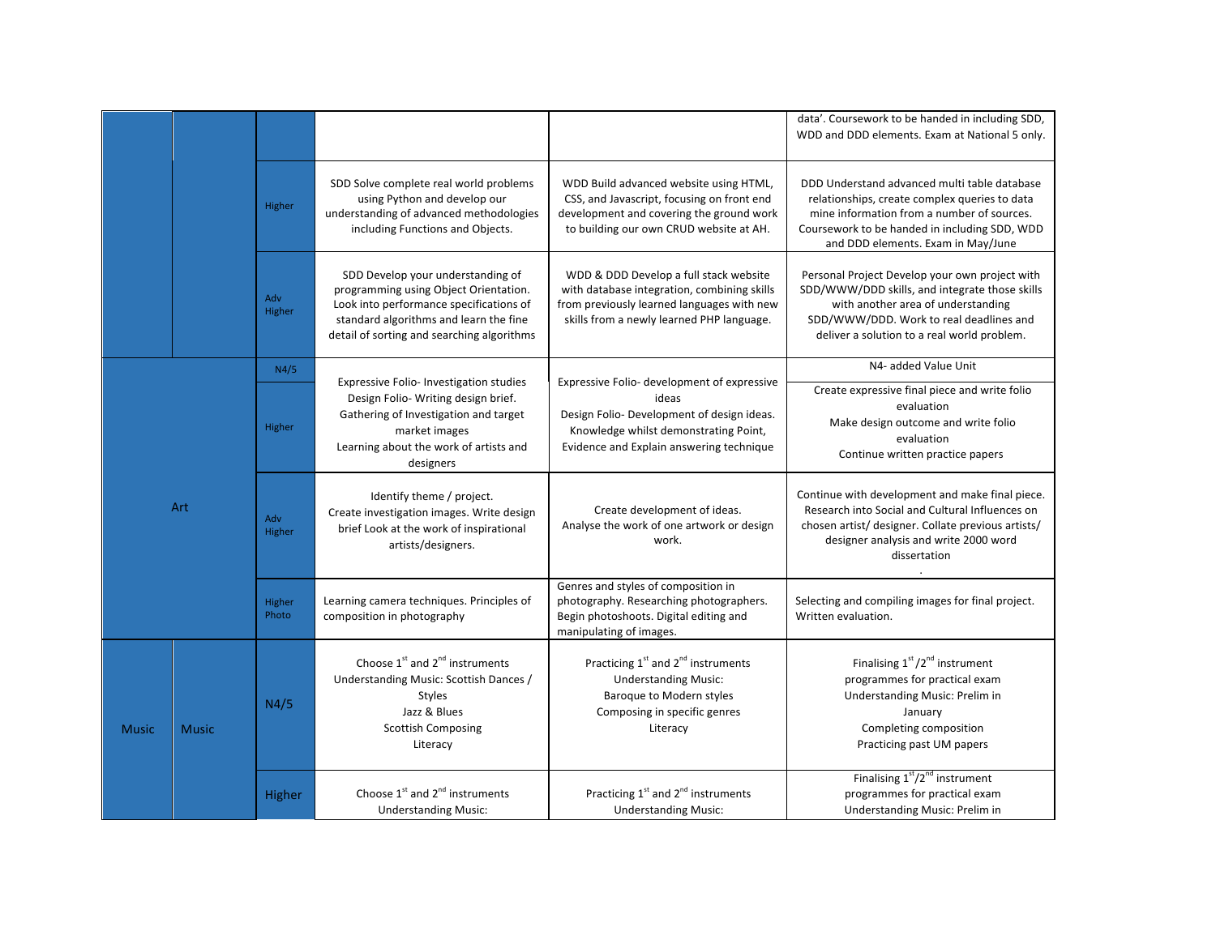| | | | | | |
|---|---|---|---|---|---|
| | | | | | data'. Coursework to be handed in including SDD, WDD and DDD elements. Exam at National 5 only. |
| | | Higher | SDD Solve complete real world problems using Python and develop our understanding of advanced methodologies including Functions and Objects. | WDD Build advanced website using HTML, CSS, and Javascript, focusing on front end development and covering the ground work to building our own CRUD website at AH. | DDD Understand advanced multi table database relationships, create complex queries to data mine information from a number of sources. Coursework to be handed in including SDD, WDD and DDD elements. Exam in May/June |
| | | Adv Higher | SDD Develop your understanding of programming using Object Orientation. Look into performance specifications of standard algorithms and learn the fine detail of sorting and searching algorithms | WDD & DDD Develop a full stack website with database integration, combining skills from previously learned languages with new skills from a newly learned PHP language. | Personal Project Develop your own project with SDD/WWW/DDD skills, and integrate those skills with another area of understanding SDD/WWW/DDD. Work to real deadlines and deliver a solution to a real world problem. |
| Art | | N4/5 | Expressive Folio- Investigation studies<br>Design Folio- Writing design brief.<br>Gathering of Investigation and target market images<br>Learning about the work of artists and designers | Expressive Folio- development of expressive ideas<br>Design Folio- Development of design ideas.<br>Knowledge whilst demonstrating Point, Evidence and Explain answering technique | N4- added Value Unit |
| | | Higher | | | Create expressive final piece and write folio evaluation<br>Make design outcome and write folio evaluation<br>Continue written practice papers |
| | | Adv Higher | Identify theme / project.<br>Create investigation images. Write design brief Look at the work of inspirational artists/designers. | Create development of ideas.<br>Analyse the work of one artwork or design work. | Continue with development and make final piece. Research into Social and Cultural Influences on chosen artist/ designer. Collate previous artists/ designer analysis and write 2000 word dissertation<br>. |
| | | Higher Photo | Learning camera techniques. Principles of composition in photography | Genres and styles of composition in photography. Researching photographers. Begin photoshoots. Digital editing and manipulating of images. | Selecting and compiling images for final project. Written evaluation. |
| Music | Music | N4/5 | Choose 1st and 2nd instruments<br>Understanding Music: Scottish Dances / Styles<br>Jazz & Blues<br>Scottish Composing<br>Literacy | Practicing 1st and 2nd instruments<br>Understanding Music:<br>Baroque to Modern styles<br>Composing in specific genres<br>Literacy | Finalising 1st /2nd instrument programmes for practical exam<br>Understanding Music: Prelim in January<br>Completing composition<br>Practicing past UM papers |
| | | Higher | Choose 1st and 2nd instruments<br>Understanding Music: | Practicing 1st and 2nd instruments<br>Understanding Music: | Finalising 1st/2nd instrument programmes for practical exam<br>Understanding Music: Prelim in |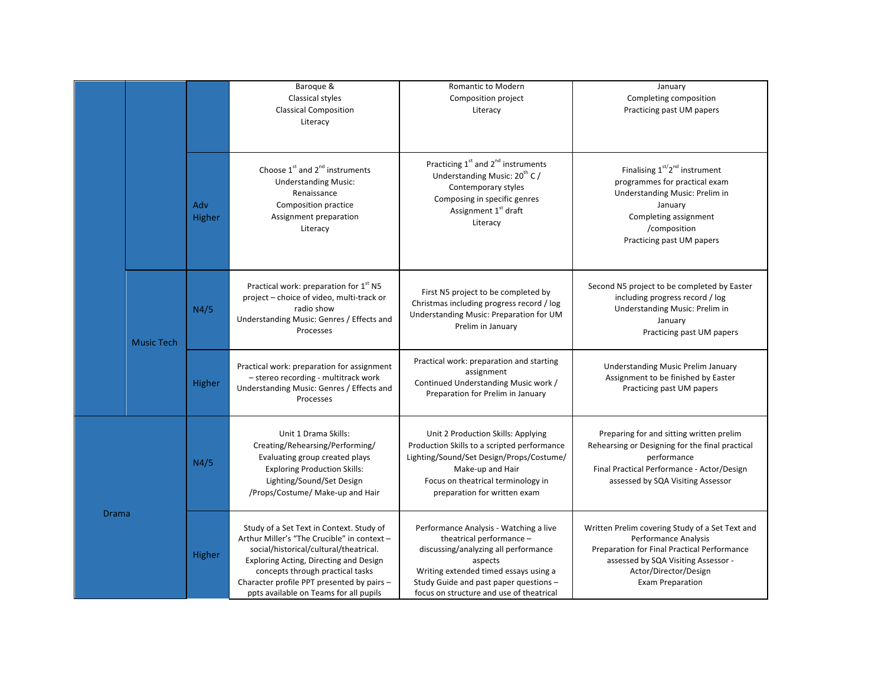| | | | | | |
|---|---|---|---|---|---|
| | | | Baroque & Classical styles Classical Composition Literacy | Romantic to Modern Composition project Literacy | January Completing composition Practicing past UM papers |
| | | Adv Higher | Choose 1st and 2nd instruments Understanding Music: Renaissance Composition practice Assignment preparation Literacy | Practicing 1st and 2nd instruments Understanding Music: 20th C / Contemporary styles Composing in specific genres Assignment 1st draft Literacy | Finalising 1st/2nd instrument programmes for practical exam Understanding Music: Prelim in January Completing assignment /composition Practicing past UM papers |
| | Music Tech | N4/5 | Practical work: preparation for 1st N5 project – choice of video, multi-track or radio show Understanding Music: Genres / Effects and Processes | First N5 project to be completed by Christmas including progress record / log Understanding Music: Preparation for UM Prelim in January | Second N5 project to be completed by Easter including progress record / log Understanding Music: Prelim in January Practicing past UM papers |
| | | Higher | Practical work: preparation for assignment – stereo recording - multitrack work Understanding Music: Genres / Effects and Processes | Practical work: preparation and starting assignment Continued Understanding Music work / Preparation for Prelim in January | Understanding Music Prelim January Assignment to be finished by Easter Practicing past UM papers |
| Drama | | N4/5 | Unit 1 Drama Skills: Creating/Rehearsing/Performing/ Evaluating group created plays Exploring Production Skills: Lighting/Sound/Set Design /Props/Costume/ Make-up and Hair | Unit 2 Production Skills: Applying Production Skills to a scripted performance Lighting/Sound/Set Design/Props/Costume/ Make-up and Hair Focus on theatrical terminology in preparation for written exam | Preparing for and sitting written prelim Rehearsing or Designing for the final practical performance Final Practical Performance - Actor/Design assessed by SQA Visiting Assessor |
| | | Higher | Study of a Set Text in Context. Study of Arthur Miller's "The Crucible" in context – social/historical/cultural/theatrical. Exploring Acting, Directing and Design concepts through practical tasks Character profile PPT presented by pairs – ppts available on Teams for all pupils | Performance Analysis - Watching a live theatrical performance – discussing/analyzing all performance aspects Writing extended timed essays using a Study Guide and past paper questions – focus on structure and use of theatrical | Written Prelim covering Study of a Set Text and Performance Analysis Preparation for Final Practical Performance assessed by SQA Visiting Assessor - Actor/Director/Design Exam Preparation |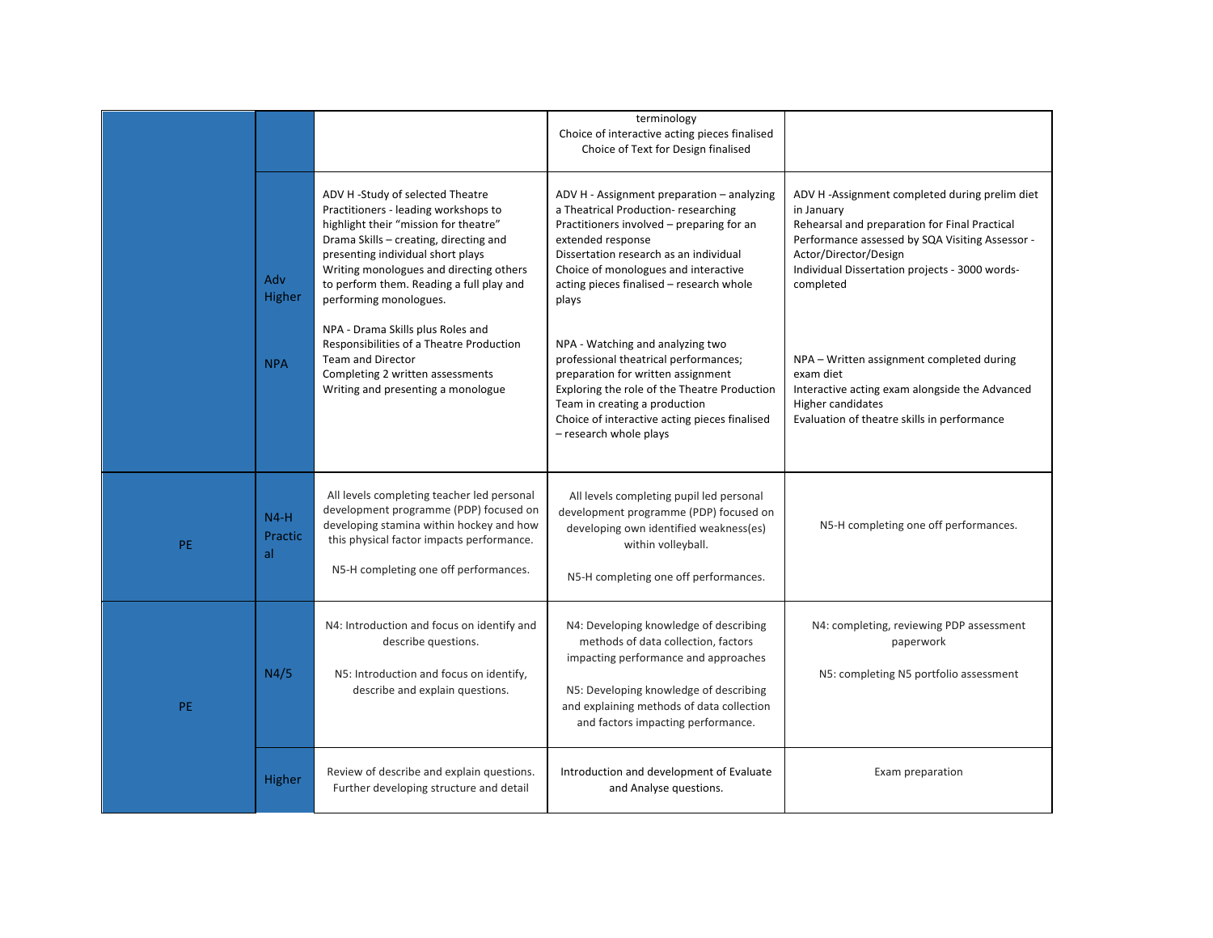| | | | | |
|---|---|---|---|---|
| | | | terminology<br>Choice of interactive acting pieces finalised<br>Choice of Text for Design finalised | |
| | Adv Higher<br><br>NPA | ADV H -Study of selected Theatre Practitioners - leading workshops to highlight their "mission for theatre"<br>Drama Skills – creating, directing and presenting individual short plays<br>Writing monologues and directing others to perform them. Reading a full play and performing monologues.<br><br>NPA - Drama Skills plus Roles and Responsibilities of a Theatre Production Team and Director<br>Completing 2 written assessments<br>Writing and presenting a monologue | ADV H - Assignment preparation – analyzing a Theatrical Production- researching Practitioners involved – preparing for an extended response<br>Dissertation research as an individual<br>Choice of monologues and interactive acting pieces finalised – research whole plays<br><br>NPA - Watching and analyzing two professional theatrical performances; preparation for written assignment<br>Exploring the role of the Theatre Production Team in creating a production<br>Choice of interactive acting pieces finalised – research whole plays | ADV H -Assignment completed during prelim diet in January<br>Rehearsal and preparation for Final Practical Performance assessed by SQA Visiting Assessor - Actor/Director/Design<br>Individual Dissertation projects - 3000 words-completed<br><br>NPA – Written assignment completed during exam diet<br>Interactive acting exam alongside the Advanced Higher candidates<br>Evaluation of theatre skills in performance |
| PE | N4-H Practical | All levels completing teacher led personal development programme (PDP) focused on developing stamina within hockey and how this physical factor impacts performance.<br><br>N5-H completing one off performances. | All levels completing pupil led personal development programme (PDP) focused on developing own identified weakness(es) within volleyball.<br><br>N5-H completing one off performances. | N5-H completing one off performances. |
| PE | N4/5 | N4: Introduction and focus on identify and describe questions.<br><br>N5: Introduction and focus on identify, describe and explain questions. | N4: Developing knowledge of describing methods of data collection, factors impacting performance and approaches<br><br>N5: Developing knowledge of describing and explaining methods of data collection and factors impacting performance. | N4: completing, reviewing PDP assessment paperwork<br><br>N5: completing N5 portfolio assessment |
| | Higher | Review of describe and explain questions. Further developing structure and detail | Introduction and development of Evaluate and Analyse questions. | Exam preparation |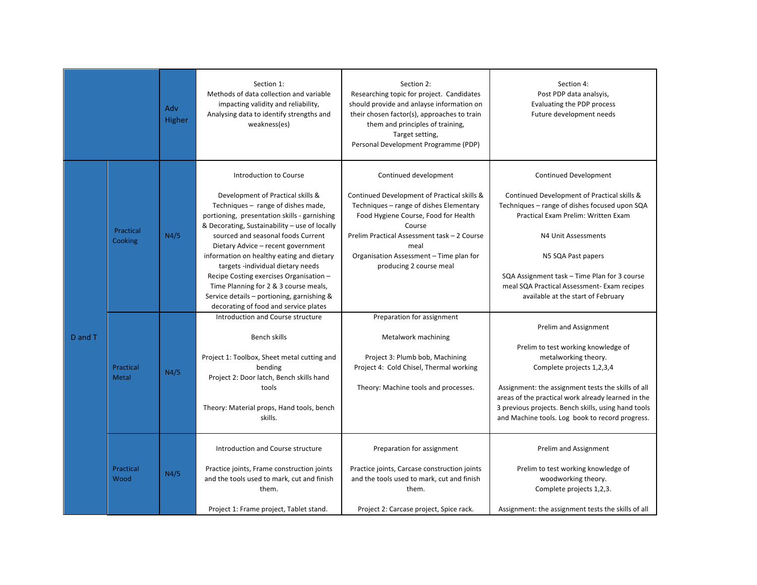| | | | | | |
|---|---|---|---|---|---|
| | | Adv Higher | Section 1:<br>Methods of data collection and variable impacting validity and reliability,<br>Analysing data to identify strengths and weakness(es) | Section 2:<br>Researching topic for project. Candidates should provide and anlayse information on their chosen factor(s), approaches to train them and principles of training,<br>Target setting,<br>Personal Development Programme (PDP) | Section 4:<br>Post PDP data analsyis,<br>Evaluating the PDP process<br>Future development needs |
| D and T | Practical Cooking | N4/5 | Introduction to Course<br><br>Development of Practical skills & Techniques – range of dishes made, portioning, presentation skills - garnishing & Decorating, Sustainability – use of locally sourced and seasonal foods Current Dietary Advice – recent government information on healthy eating and dietary targets -individual dietary needs<br>Recipe Costing exercises Organisation – Time Planning for 2 & 3 course meals,<br>Service details – portioning, garnishing & decorating of food and service plates | Continued development<br><br>Continued Development of Practical skills & Techniques – range of dishes Elementary Food Hygiene Course, Food for Health Course<br>Prelim Practical Assessment task – 2 Course meal<br>Organisation Assessment – Time plan for producing 2 course meal | Continued Development<br><br>Continued Development of Practical skills & Techniques – range of dishes focused upon SQA Practical Exam Prelim: Written Exam<br><br>N4 Unit Assessments<br><br>N5 SQA Past papers<br><br>SQA Assignment task – Time Plan for 3 course meal SQA Practical Assessment- Exam recipes available at the start of February |
| | Practical Metal | N4/5 | Introduction and Course structure<br><br>Bench skills<br><br>Project 1: Toolbox, Sheet metal cutting and bending<br>Project 2: Door latch, Bench skills hand tools<br><br>Theory: Material props, Hand tools, bench skills. | Preparation for assignment<br><br>Metalwork machining<br><br>Project 3: Plumb bob, Machining<br>Project 4: Cold Chisel, Thermal working<br><br>Theory: Machine tools and processes. | Prelim and Assignment<br><br>Prelim to test working knowledge of metalworking theory.<br>Complete projects 1,2,3,4<br><br>Assignment: the assignment tests the skills of all areas of the practical work already learned in the 3 previous projects. Bench skills, using hand tools and Machine tools. Log book to record progress. |
| | Practical Wood | N4/5 | Introduction and Course structure<br><br>Practice joints, Frame construction joints and the tools used to mark, cut and finish them.<br><br>Project 1: Frame project, Tablet stand. | Preparation for assignment<br><br>Practice joints, Carcase construction joints and the tools used to mark, cut and finish them.<br><br>Project 2: Carcase project, Spice rack. | Prelim and Assignment<br><br>Prelim to test working knowledge of woodworking theory.<br>Complete projects 1,2,3.<br><br>Assignment: the assignment tests the skills of all |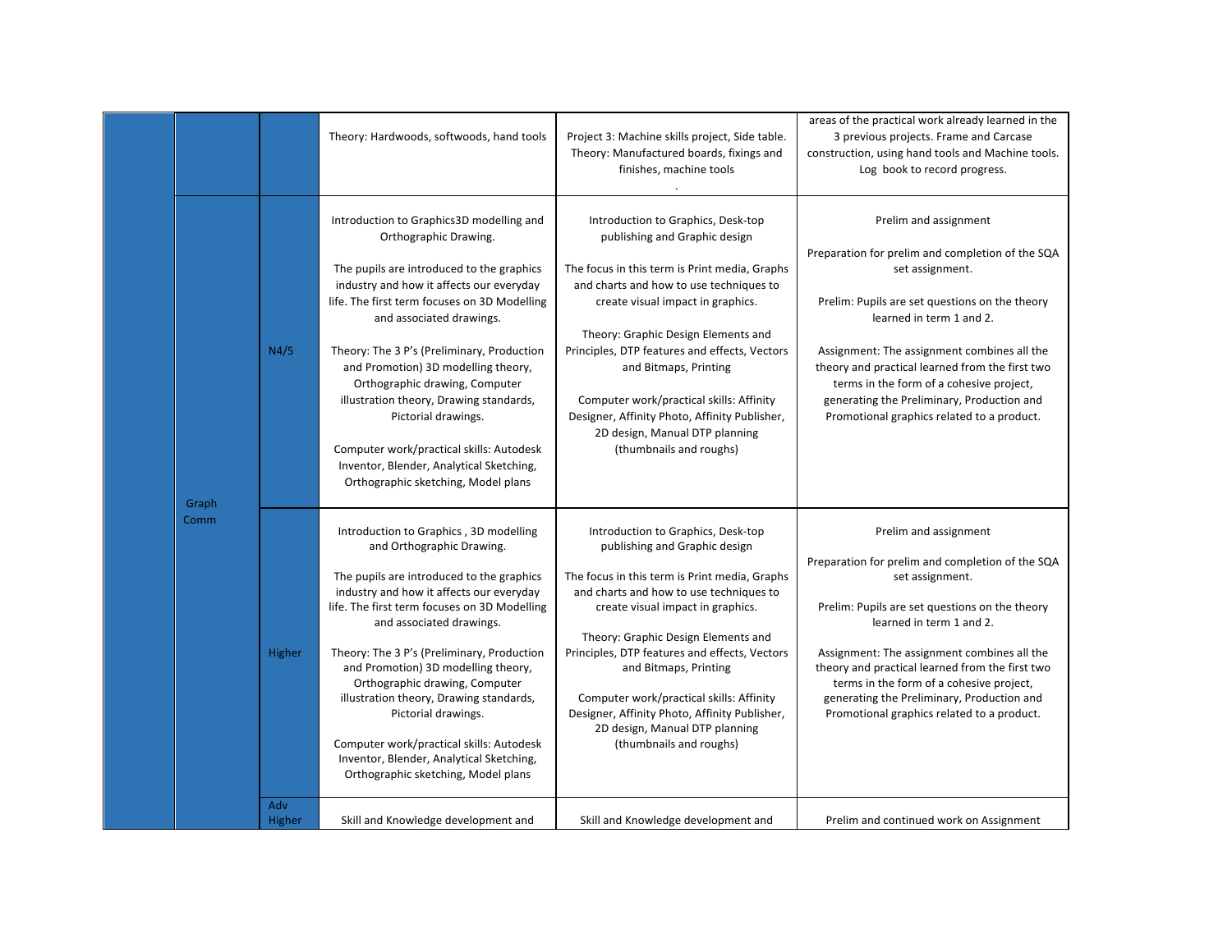| | | | | | |
|---|---|---|---|---|---|
| | | | Theory: Hardwoods, softwoods, hand tools | Project 3: Machine skills project, Side table. Theory: Manufactured boards, fixings and finishes, machine tools<br>. | areas of the practical work already learned in the 3 previous projects. Frame and Carcase construction, using hand tools and Machine tools. Log book to record progress. |
| | Graph Comm | N4/5 | Introduction to Graphics3D modelling and Orthographic Drawing.<br><br>The pupils are introduced to the graphics industry and how it affects our everyday life. The first term focuses on 3D Modelling and associated drawings.<br><br>Theory: The 3 P's (Preliminary, Production and Promotion) 3D modelling theory, Orthographic drawing, Computer illustration theory, Drawing standards, Pictorial drawings.<br><br>Computer work/practical skills: Autodesk Inventor, Blender, Analytical Sketching, Orthographic sketching, Model plans | Introduction to Graphics, Desk-top publishing and Graphic design<br><br>The focus in this term is Print media, Graphs and charts and how to use techniques to create visual impact in graphics.<br><br>Theory: Graphic Design Elements and Principles, DTP features and effects, Vectors and Bitmaps, Printing<br><br>Computer work/practical skills: Affinity Designer, Affinity Photo, Affinity Publisher, 2D design, Manual DTP planning (thumbnails and roughs) | Prelim and assignment<br><br>Preparation for prelim and completion of the SQA set assignment.<br><br>Prelim: Pupils are set questions on the theory learned in term 1 and 2.<br><br>Assignment: The assignment combines all the theory and practical learned from the first two terms in the form of a cohesive project, generating the Preliminary, Production and Promotional graphics related to a product. |
| | | Higher | Introduction to Graphics , 3D modelling and Orthographic Drawing.<br><br>The pupils are introduced to the graphics industry and how it affects our everyday life. The first term focuses on 3D Modelling and associated drawings.<br><br>Theory: The 3 P's (Preliminary, Production and Promotion) 3D modelling theory, Orthographic drawing, Computer illustration theory, Drawing standards, Pictorial drawings.<br><br>Computer work/practical skills: Autodesk Inventor, Blender, Analytical Sketching, Orthographic sketching, Model plans | Introduction to Graphics, Desk-top publishing and Graphic design<br><br>The focus in this term is Print media, Graphs and charts and how to use techniques to create visual impact in graphics.<br><br>Theory: Graphic Design Elements and Principles, DTP features and effects, Vectors and Bitmaps, Printing<br><br>Computer work/practical skills: Affinity Designer, Affinity Photo, Affinity Publisher, 2D design, Manual DTP planning (thumbnails and roughs) | Prelim and assignment<br><br>Preparation for prelim and completion of the SQA set assignment.<br><br>Prelim: Pupils are set questions on the theory learned in term 1 and 2.<br><br>Assignment: The assignment combines all the theory and practical learned from the first two terms in the form of a cohesive project, generating the Preliminary, Production and Promotional graphics related to a product. |
| | | Adv Higher | Skill and Knowledge development and | Skill and Knowledge development and | Prelim and continued work on Assignment |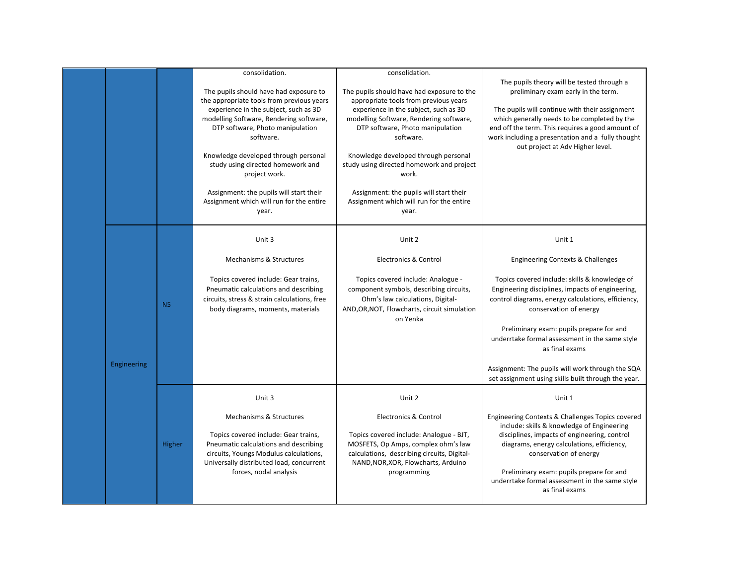|  |  |  |  |  |  |
|---|---|---|---|---|---|
|  |  |  | consolidation.<br><br>The pupils should have had exposure to the appropriate tools from previous years experience in the subject, such as 3D modelling Software, Rendering software, DTP software, Photo manipulation software.<br><br>Knowledge developed through personal study using directed homework and project work.<br><br>Assignment: the pupils will start their Assignment which will run for the entire year. | consolidation.<br><br>The pupils should have had exposure to the appropriate tools from previous years experience in the subject, such as 3D modelling Software, Rendering software, DTP software, Photo manipulation software.<br><br>Knowledge developed through personal study using directed homework and project work.<br><br>Assignment: the pupils will start their Assignment which will run for the entire year. | The pupils theory will be tested through a preliminary exam early in the term.<br><br>The pupils will continue with their assignment which generally needs to be completed by the end off the term. This requires a good amount of work including a presentation and a fully thought out project at Adv Higher level. |
|  | Engineering | N5 | Unit 3<br><br>Mechanisms & Structures<br><br>Topics covered include: Gear trains, Pneumatic calculations and describing circuits, stress & strain calculations, free body diagrams, moments, materials | Unit 2<br><br>Electronics & Control<br><br>Topics covered include: Analogue - component symbols, describing circuits, Ohm's law calculations, Digital- AND,OR,NOT, Flowcharts, circuit simulation on Yenka | Unit 1<br><br>Engineering Contexts & Challenges<br><br>Topics covered include: skills & knowledge of Engineering disciplines, impacts of engineering, control diagrams, energy calculations, efficiency, conservation of energy<br><br>Preliminary exam: pupils prepare for and underrtake formal assessment in the same style as final exams<br><br>Assignment: The pupils will work through the SQA set assignment using skills built through the year. |
|  |  | Higher | Unit 3<br><br>Mechanisms & Structures<br><br>Topics covered include: Gear trains, Pneumatic calculations and describing circuits, Youngs Modulus calculations, Universally distributed load, concurrent forces, nodal analysis | Unit 2<br><br>Electronics & Control<br><br>Topics covered include: Analogue - BJT, MOSFETS, Op Amps, complex ohm's law calculations, describing circuits, Digital- NAND,NOR,XOR, Flowcharts, Arduino programming | Unit 1<br><br>Engineering Contexts & Challenges Topics covered include: skills & knowledge of Engineering disciplines, impacts of engineering, control diagrams, energy calculations, efficiency, conservation of energy<br><br>Preliminary exam: pupils prepare for and underrtake formal assessment in the same style as final exams |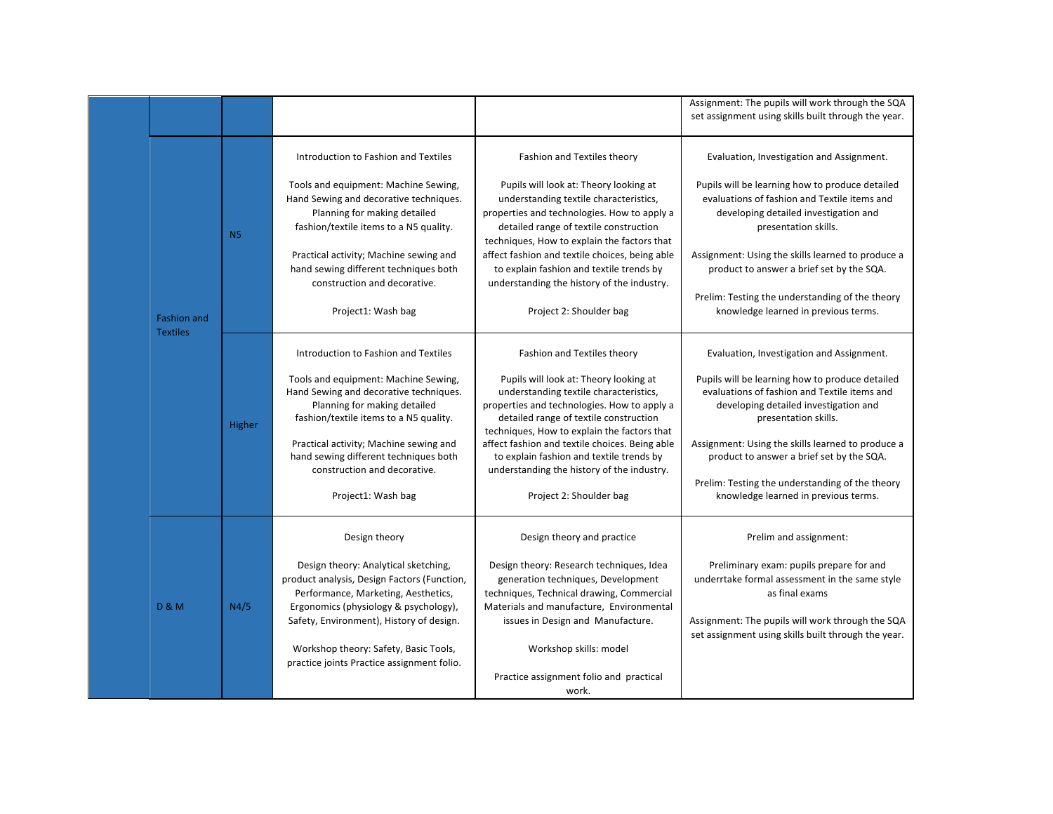| | | | | | |
|---|---|---|---|---|---|
| | | | | | Assignment: The pupils will work through the SQA set assignment using skills built through the year. |
| | Fashion and Textiles | N5 | Introduction to Fashion and Textiles<br><br>Tools and equipment: Machine Sewing, Hand Sewing and decorative techniques. Planning for making detailed fashion/textile items to a N5 quality.<br><br>Practical activity; Machine sewing and hand sewing different techniques both construction and decorative.<br><br>Project1: Wash bag | Fashion and Textiles theory<br><br>Pupils will look at: Theory looking at understanding textile characteristics, properties and technologies. How to apply a detailed range of textile construction techniques, How to explain the factors that affect fashion and textile choices, being able to explain fashion and textile trends by understanding the history of the industry.<br><br>Project 2: Shoulder bag | Evaluation, Investigation and Assignment.<br><br>Pupils will be learning how to produce detailed evaluations of fashion and Textile items and developing detailed investigation and presentation skills.<br><br>Assignment: Using the skills learned to produce a product to answer a brief set by the SQA.<br><br>Prelim: Testing the understanding of the theory knowledge learned in previous terms. |
| | | Higher | Introduction to Fashion and Textiles<br><br>Tools and equipment: Machine Sewing, Hand Sewing and decorative techniques. Planning for making detailed fashion/textile items to a N5 quality.<br><br>Practical activity; Machine sewing and hand sewing different techniques both construction and decorative.<br><br>Project1: Wash bag | Fashion and Textiles theory<br><br>Pupils will look at: Theory looking at understanding textile characteristics, properties and technologies. How to apply a detailed range of textile construction techniques, How to explain the factors that affect fashion and textile choices. Being able to explain fashion and textile trends by understanding the history of the industry.<br><br>Project 2: Shoulder bag | Evaluation, Investigation and Assignment.<br><br>Pupils will be learning how to produce detailed evaluations of fashion and Textile items and developing detailed investigation and presentation skills.<br><br>Assignment: Using the skills learned to produce a product to answer a brief set by the SQA.<br><br>Prelim: Testing the understanding of the theory knowledge learned in previous terms. |
| | D & M | N4/5 | Design theory<br><br>Design theory: Analytical sketching, product analysis, Design Factors (Function, Performance, Marketing, Aesthetics, Ergonomics (physiology & psychology), Safety, Environment), History of design.<br><br>Workshop theory: Safety, Basic Tools, practice joints Practice assignment folio. | Design theory and practice<br><br>Design theory: Research techniques, Idea generation techniques, Development techniques, Technical drawing, Commercial Materials and manufacture, Environmental issues in Design and Manufacture.<br><br>Workshop skills: model<br><br>Practice assignment folio and practical work. | Prelim and assignment:<br><br>Preliminary exam: pupils prepare for and underrtake formal assessment in the same style as final exams<br><br>Assignment: The pupils will work through the SQA set assignment using skills built through the year. |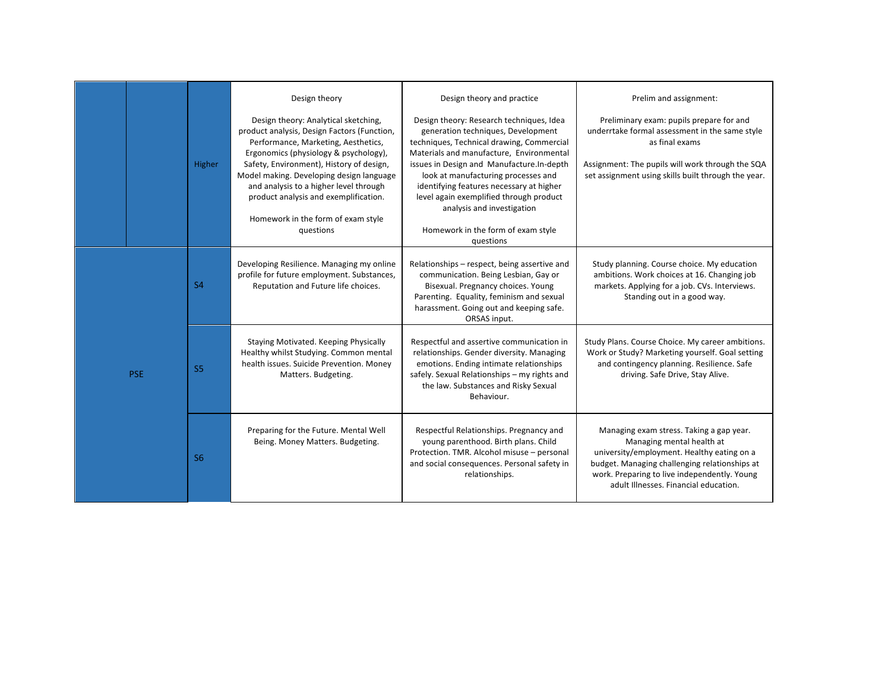| | | | | | |
|---|---|---|---|---|---|
| | | Higher | Design theory<br><br>Design theory: Analytical sketching, product analysis, Design Factors (Function, Performance, Marketing, Aesthetics, Ergonomics (physiology & psychology), Safety, Environment), History of design, Model making. Developing design language and analysis to a higher level through product analysis and exemplification.<br><br>Homework in the form of exam style questions | Design theory and practice<br><br>Design theory: Research techniques, Idea generation techniques, Development techniques, Technical drawing, Commercial Materials and manufacture, Environmental issues in Design and Manufacture.In-depth look at manufacturing processes and identifying features necessary at higher level again exemplified through product analysis and investigation<br><br>Homework in the form of exam style questions | Prelim and assignment:<br><br>Preliminary exam: pupils prepare for and underrtake formal assessment in the same style as final exams<br><br>Assignment: The pupils will work through the SQA set assignment using skills built through the year. |
| PSE | | S4 | Developing Resilience. Managing my online profile for future employment. Substances, Reputation and Future life choices. | Relationships – respect, being assertive and communication. Being Lesbian, Gay or Bisexual. Pregnancy choices. Young Parenting. Equality, feminism and sexual harassment. Going out and keeping safe. ORSAS input. | Study planning. Course choice. My education ambitions. Work choices at 16. Changing job markets. Applying for a job. CVs. Interviews. Standing out in a good way. |
| | | S5 | Staying Motivated. Keeping Physically Healthy whilst Studying. Common mental health issues. Suicide Prevention. Money Matters. Budgeting. | Respectful and assertive communication in relationships. Gender diversity. Managing emotions. Ending intimate relationships safely. Sexual Relationships – my rights and the law. Substances and Risky Sexual Behaviour. | Study Plans. Course Choice. My career ambitions. Work or Study? Marketing yourself. Goal setting and contingency planning. Resilience. Safe driving. Safe Drive, Stay Alive. |
| | | S6 | Preparing for the Future. Mental Well Being. Money Matters. Budgeting. | Respectful Relationships. Pregnancy and young parenthood. Birth plans. Child Protection. TMR. Alcohol misuse – personal and social consequences. Personal safety in relationships. | Managing exam stress. Taking a gap year. Managing mental health at university/employment. Healthy eating on a budget. Managing challenging relationships at work. Preparing to live independently. Young adult Illnesses. Financial education. |